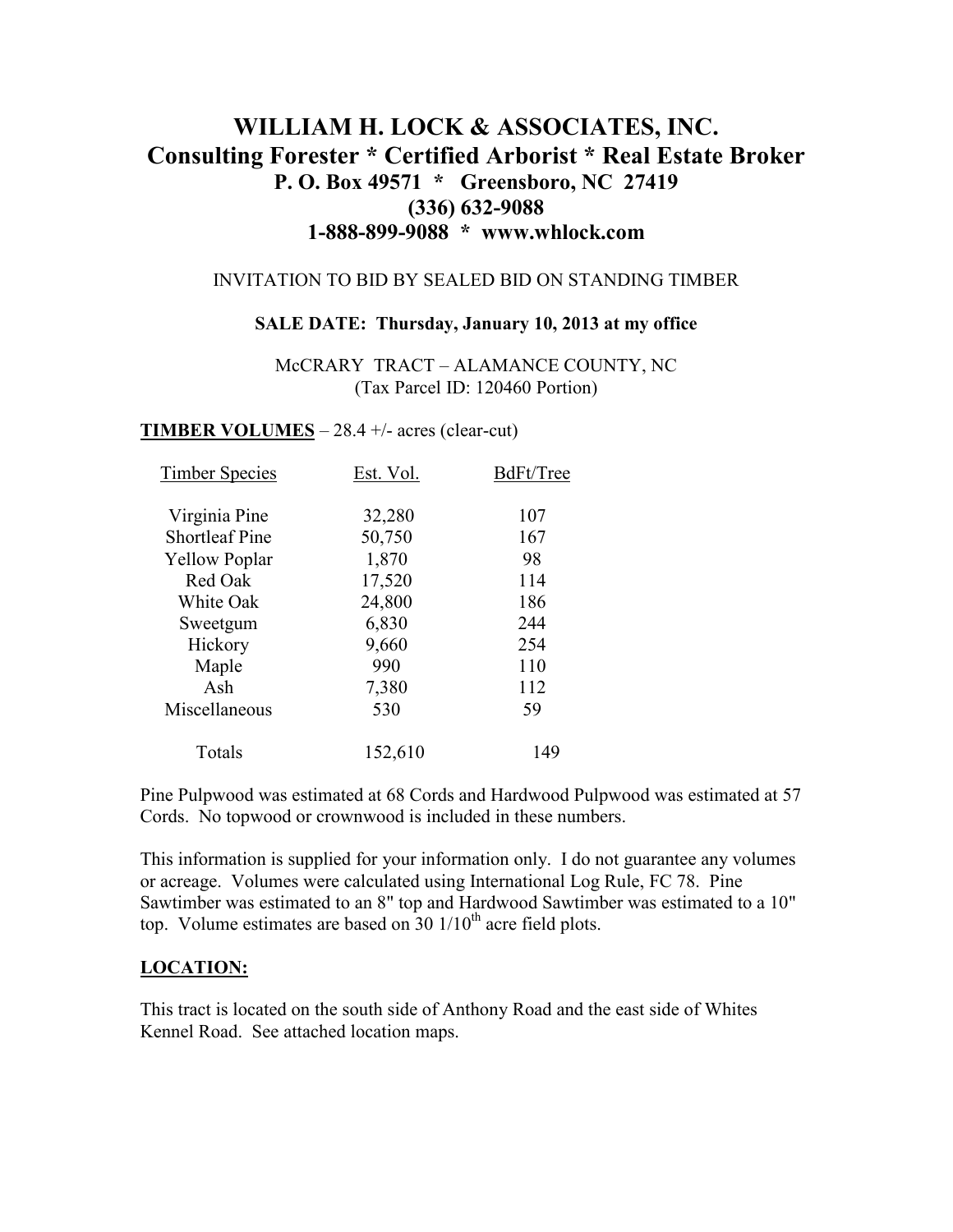# WILLIAM H. LOCK & ASSOCIATES, INC.
## Consulting Forester * Certified Arborist * Real Estate Broker
### P. O. Box 49571 * Greensboro, NC 27419
### (336) 632-9088
### 1-888-899-9088 * www.whlock.com

INVITATION TO BID BY SEALED BID ON STANDING TIMBER

**SALE DATE: Thursday, January 10, 2013 at my office**

McCRARY TRACT – ALAMANCE COUNTY, NC
(Tax Parcel ID: 120460 Portion)

**TIMBER VOLUMES** – 28.4 +/- acres (clear-cut)

| Timber Species | Est. Vol. | BdFt/Tree |
|---|---|---|
| Virginia Pine | 32,280 | 107 |
| Shortleaf Pine | 50,750 | 167 |
| Yellow Poplar | 1,870 | 98 |
| Red Oak | 17,520 | 114 |
| White Oak | 24,800 | 186 |
| Sweetgum | 6,830 | 244 |
| Hickory | 9,660 | 254 |
| Maple | 990 | 110 |
| Ash | 7,380 | 112 |
| Miscellaneous | 530 | 59 |
| Totals | 152,610 | 149 |

Pine Pulpwood was estimated at 68 Cords and Hardwood Pulpwood was estimated at 57 Cords. No topwood or crownwood is included in these numbers.

This information is supplied for your information only. I do not guarantee any volumes or acreage. Volumes were calculated using International Log Rule, FC 78. Pine Sawtimber was estimated to an 8" top and Hardwood Sawtimber was estimated to a 10" top. Volume estimates are based on 30 1/10th acre field plots.

**LOCATION:**

This tract is located on the south side of Anthony Road and the east side of Whites Kennel Road. See attached location maps.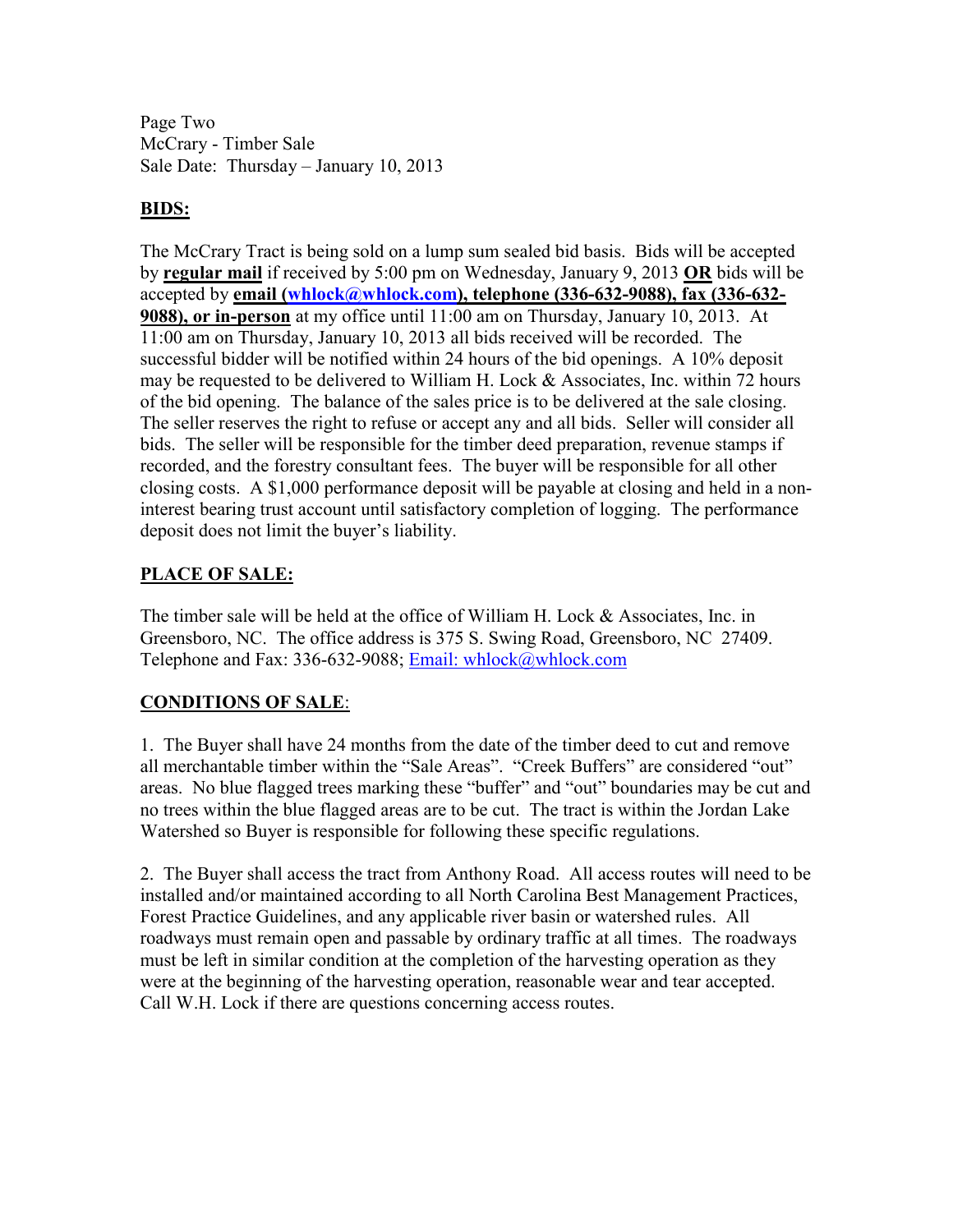Page Two
McCrary - Timber Sale
Sale Date: Thursday – January 10, 2013

## BIDS:

The McCrary Tract is being sold on a lump sum sealed bid basis. Bids will be accepted by **regular mail** if received by 5:00 pm on Wednesday, January 9, 2013 **OR** bids will be accepted by **email (whlock@whlock.com), telephone (336-632-9088), fax (336-632-9088), or in-person** at my office until 11:00 am on Thursday, January 10, 2013. At 11:00 am on Thursday, January 10, 2013 all bids received will be recorded. The successful bidder will be notified within 24 hours of the bid openings. A 10% deposit may be requested to be delivered to William H. Lock & Associates, Inc. within 72 hours of the bid opening. The balance of the sales price is to be delivered at the sale closing. The seller reserves the right to refuse or accept any and all bids. Seller will consider all bids. The seller will be responsible for the timber deed preparation, revenue stamps if recorded, and the forestry consultant fees. The buyer will be responsible for all other closing costs. A $1,000 performance deposit will be payable at closing and held in a non-interest bearing trust account until satisfactory completion of logging. The performance deposit does not limit the buyer's liability.

## PLACE OF SALE:

The timber sale will be held at the office of William H. Lock & Associates, Inc. in Greensboro, NC. The office address is 375 S. Swing Road, Greensboro, NC 27409. Telephone and Fax: 336-632-9088; Email: whlock@whlock.com

## CONDITIONS OF SALE:

1. The Buyer shall have 24 months from the date of the timber deed to cut and remove all merchantable timber within the "Sale Areas". "Creek Buffers" are considered "out" areas. No blue flagged trees marking these "buffer" and "out" boundaries may be cut and no trees within the blue flagged areas are to be cut. The tract is within the Jordan Lake Watershed so Buyer is responsible for following these specific regulations.

2. The Buyer shall access the tract from Anthony Road. All access routes will need to be installed and/or maintained according to all North Carolina Best Management Practices, Forest Practice Guidelines, and any applicable river basin or watershed rules. All roadways must remain open and passable by ordinary traffic at all times. The roadways must be left in similar condition at the completion of the harvesting operation as they were at the beginning of the harvesting operation, reasonable wear and tear accepted. Call W.H. Lock if there are questions concerning access routes.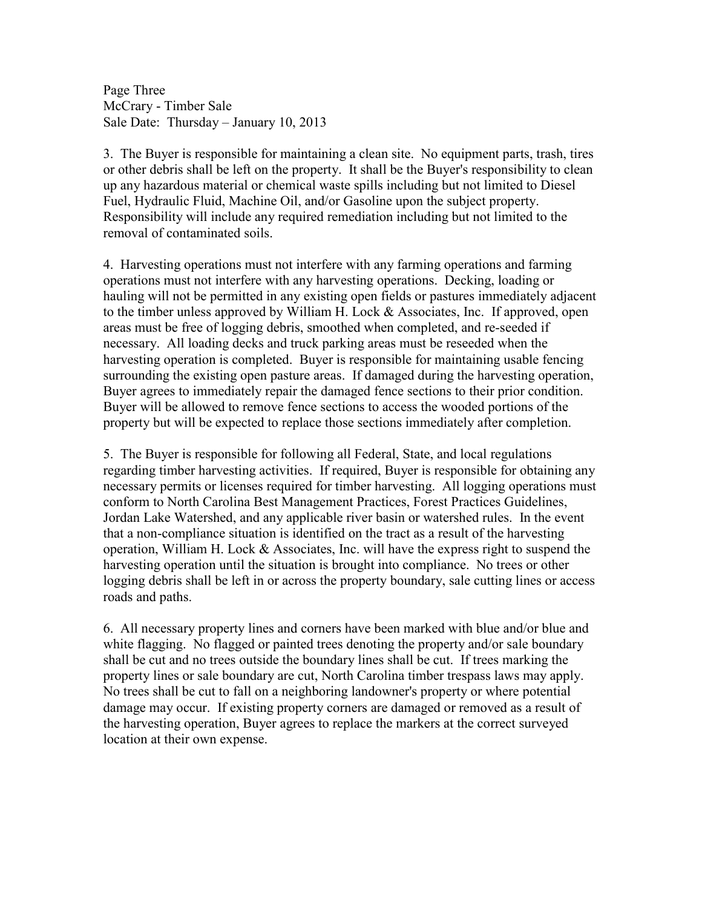Page Three
McCrary - Timber Sale
Sale Date: Thursday – January 10, 2013

3. The Buyer is responsible for maintaining a clean site. No equipment parts, trash, tires or other debris shall be left on the property. It shall be the Buyer's responsibility to clean up any hazardous material or chemical waste spills including but not limited to Diesel Fuel, Hydraulic Fluid, Machine Oil, and/or Gasoline upon the subject property. Responsibility will include any required remediation including but not limited to the removal of contaminated soils.

4. Harvesting operations must not interfere with any farming operations and farming operations must not interfere with any harvesting operations. Decking, loading or hauling will not be permitted in any existing open fields or pastures immediately adjacent to the timber unless approved by William H. Lock & Associates, Inc. If approved, open areas must be free of logging debris, smoothed when completed, and re-seeded if necessary. All loading decks and truck parking areas must be reseeded when the harvesting operation is completed. Buyer is responsible for maintaining usable fencing surrounding the existing open pasture areas. If damaged during the harvesting operation, Buyer agrees to immediately repair the damaged fence sections to their prior condition. Buyer will be allowed to remove fence sections to access the wooded portions of the property but will be expected to replace those sections immediately after completion.

5. The Buyer is responsible for following all Federal, State, and local regulations regarding timber harvesting activities. If required, Buyer is responsible for obtaining any necessary permits or licenses required for timber harvesting. All logging operations must conform to North Carolina Best Management Practices, Forest Practices Guidelines, Jordan Lake Watershed, and any applicable river basin or watershed rules. In the event that a non-compliance situation is identified on the tract as a result of the harvesting operation, William H. Lock & Associates, Inc. will have the express right to suspend the harvesting operation until the situation is brought into compliance. No trees or other logging debris shall be left in or across the property boundary, sale cutting lines or access roads and paths.

6. All necessary property lines and corners have been marked with blue and/or blue and white flagging. No flagged or painted trees denoting the property and/or sale boundary shall be cut and no trees outside the boundary lines shall be cut. If trees marking the property lines or sale boundary are cut, North Carolina timber trespass laws may apply. No trees shall be cut to fall on a neighboring landowner's property or where potential damage may occur. If existing property corners are damaged or removed as a result of the harvesting operation, Buyer agrees to replace the markers at the correct surveyed location at their own expense.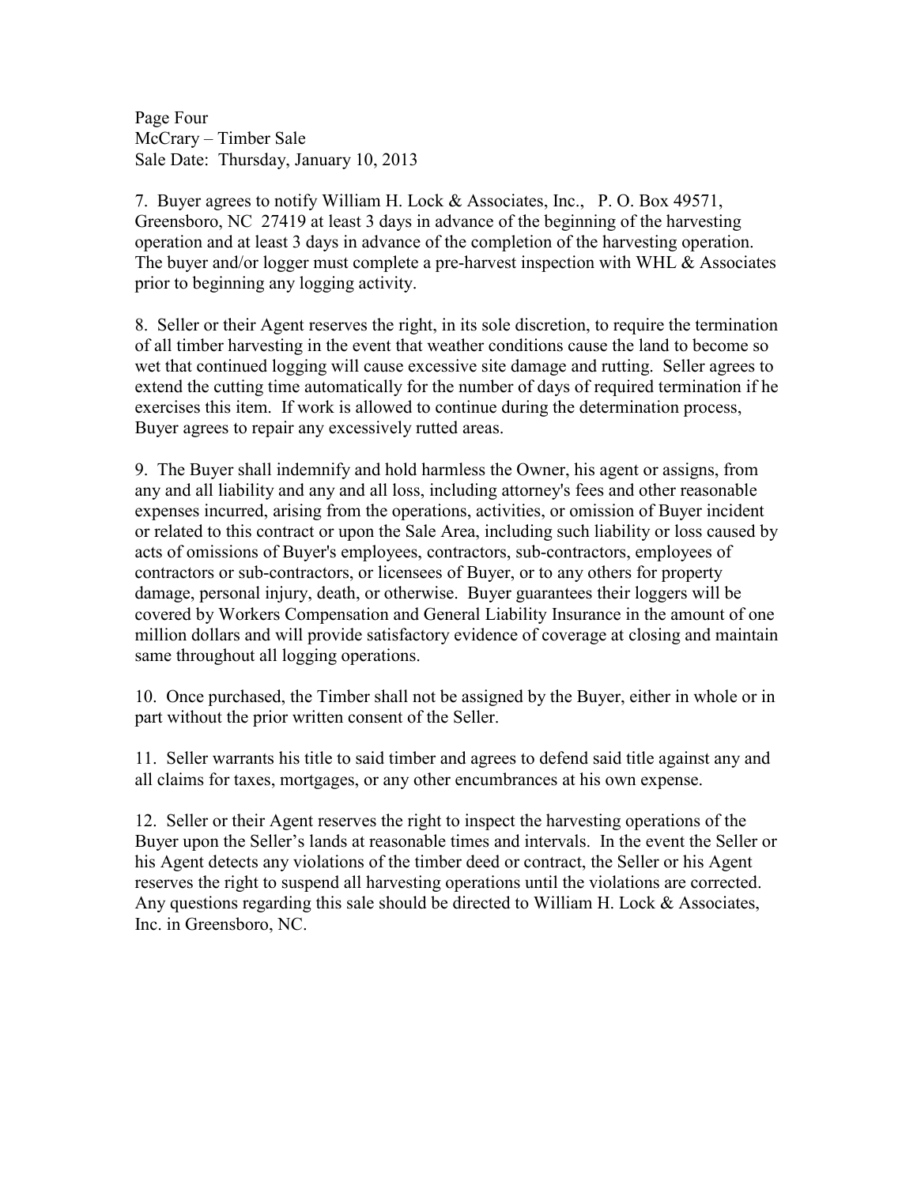7. Buyer agrees to notify William H. Lock & Associates, Inc., P. O. Box 49571, Greensboro, NC 27419 at least 3 days in advance of the beginning of the harvesting operation and at least 3 days in advance of the completion of the harvesting operation. The buyer and/or logger must complete a pre-harvest inspection with WHL & Associates prior to beginning any logging activity.

8. Seller or their Agent reserves the right, in its sole discretion, to require the termination of all timber harvesting in the event that weather conditions cause the land to become so wet that continued logging will cause excessive site damage and rutting. Seller agrees to extend the cutting time automatically for the number of days of required termination if he exercises this item. If work is allowed to continue during the determination process, Buyer agrees to repair any excessively rutted areas.

9. The Buyer shall indemnify and hold harmless the Owner, his agent or assigns, from any and all liability and any and all loss, including attorney's fees and other reasonable expenses incurred, arising from the operations, activities, or omission of Buyer incident or related to this contract or upon the Sale Area, including such liability or loss caused by acts of omissions of Buyer's employees, contractors, sub-contractors, employees of contractors or sub-contractors, or licensees of Buyer, or to any others for property damage, personal injury, death, or otherwise. Buyer guarantees their loggers will be covered by Workers Compensation and General Liability Insurance in the amount of one million dollars and will provide satisfactory evidence of coverage at closing and maintain same throughout all logging operations.

10. Once purchased, the Timber shall not be assigned by the Buyer, either in whole or in part without the prior written consent of the Seller.

11. Seller warrants his title to said timber and agrees to defend said title against any and all claims for taxes, mortgages, or any other encumbrances at his own expense.

12. Seller or their Agent reserves the right to inspect the harvesting operations of the Buyer upon the Seller's lands at reasonable times and intervals. In the event the Seller or his Agent detects any violations of the timber deed or contract, the Seller or his Agent reserves the right to suspend all harvesting operations until the violations are corrected. Any questions regarding this sale should be directed to William H. Lock & Associates, Inc. in Greensboro, NC.